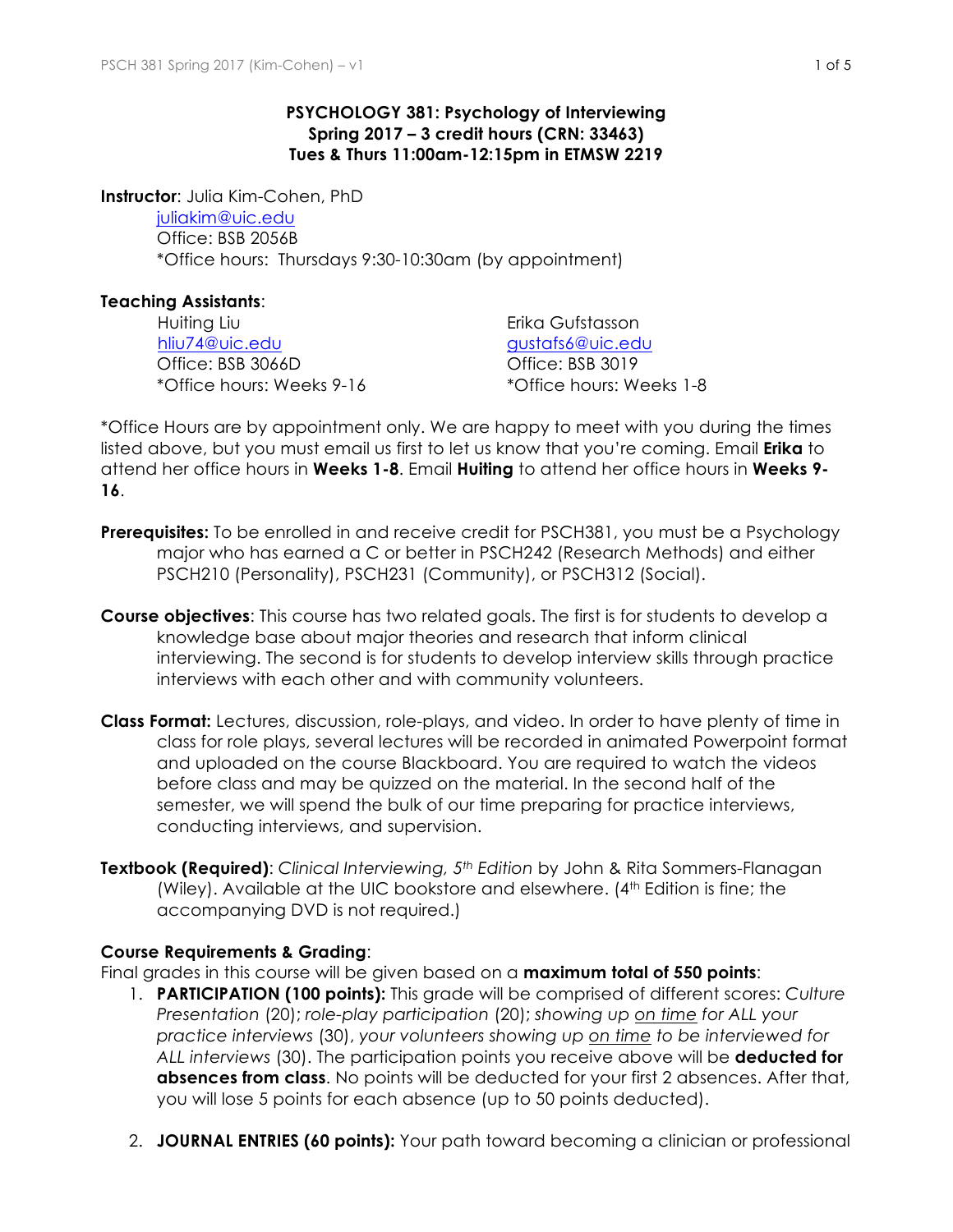# PSYCHOLOGY 381: Psychology of Interviewing
**Spring 2017 – 3 credit hours (CRN: 33463)**
**Tues & Thurs 11:00am-12:15pm in ETMSW 2219**

**Instructor**: Julia Kim-Cohen, PhD
juliakim@uic.edu
Office: BSB 2056B
*Office hours: Thursdays 9:30-10:30am (by appointment)

**Teaching Assistants**:

Huiting Liu
hliu74@uic.edu
Office: BSB 3066D
*Office hours: Weeks 9-16

Erika Gufstasson
gustafs6@uic.edu
Office: BSB 3019
*Office hours: Weeks 1-8

*Office Hours are by appointment only. We are happy to meet with you during the times listed above, but you must email us first to let us know that you're coming. Email **Erika** to attend her office hours in **Weeks 1-8**. Email **Huiting** to attend her office hours in **Weeks 9-16**.

**Prerequisites:** To be enrolled in and receive credit for PSCH381, you must be a Psychology major who has earned a C or better in PSCH242 (Research Methods) and either PSCH210 (Personality), PSCH231 (Community), or PSCH312 (Social).

**Course objectives**: This course has two related goals. The first is for students to develop a knowledge base about major theories and research that inform clinical interviewing. The second is for students to develop interview skills through practice interviews with each other and with community volunteers.

**Class Format:** Lectures, discussion, role-plays, and video. In order to have plenty of time in class for role plays, several lectures will be recorded in animated Powerpoint format and uploaded on the course Blackboard. You are required to watch the videos before class and may be quizzed on the material. In the second half of the semester, we will spend the bulk of our time preparing for practice interviews, conducting interviews, and supervision.

**Textbook (Required)**: *Clinical Interviewing, 5th Edition* by John & Rita Sommers-Flanagan (Wiley). Available at the UIC bookstore and elsewhere. (4th Edition is fine; the accompanying DVD is not required.)

**Course Requirements & Grading**:
Final grades in this course will be given based on a **maximum total of 550 points**:

1. **PARTICIPATION (100 points):** This grade will be comprised of different scores: *Culture Presentation* (20); *role-play participation* (20); *showing up on time for ALL your practice interviews* (30), *your volunteers showing up on time to be interviewed for ALL interviews* (30). The participation points you receive above will be **deducted for absences from class**. No points will be deducted for your first 2 absences. After that, you will lose 5 points for each absence (up to 50 points deducted).

2. **JOURNAL ENTRIES (60 points):** Your path toward becoming a clinician or professional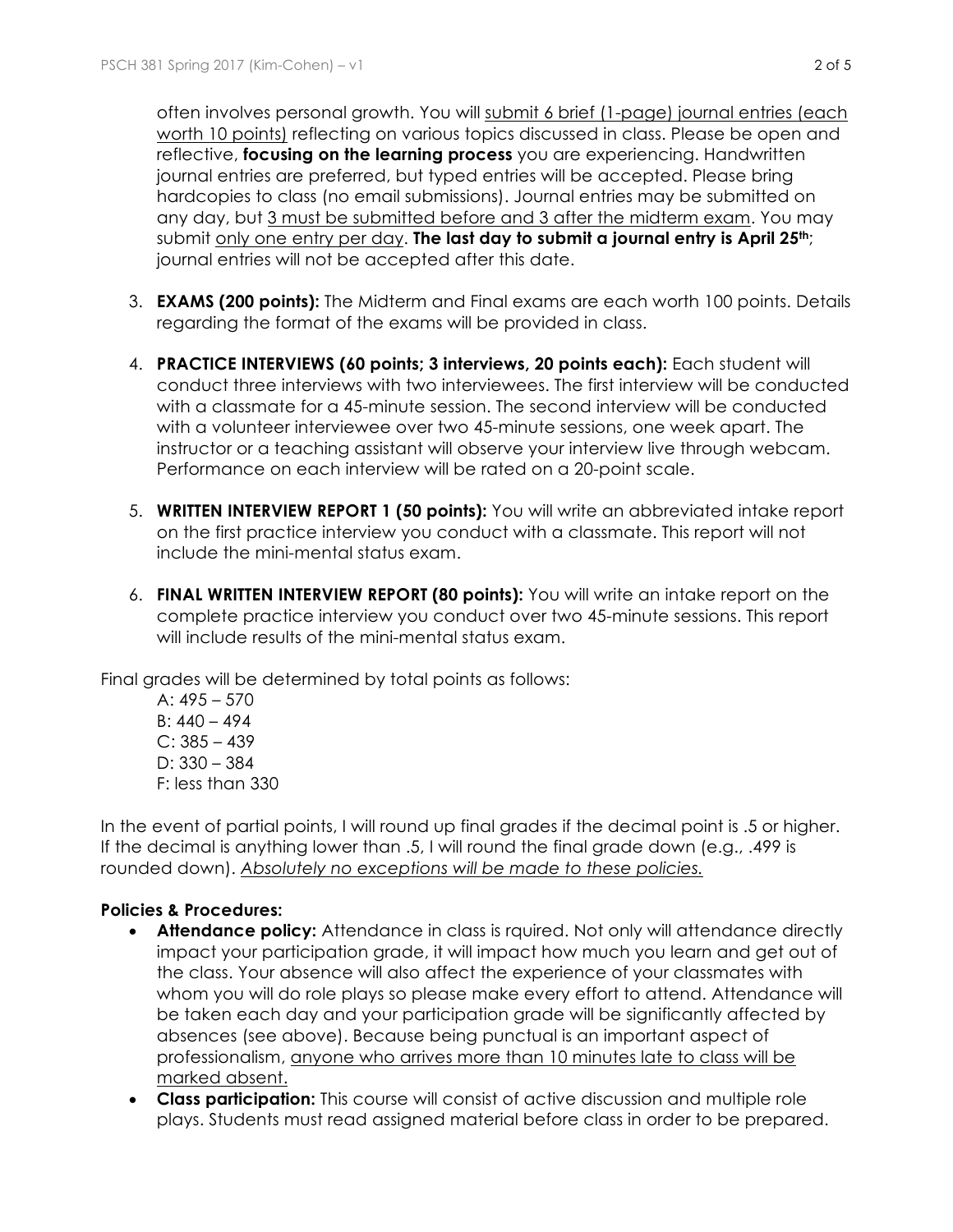often involves personal growth. You will submit 6 brief (1-page) journal entries (each worth 10 points) reflecting on various topics discussed in class. Please be open and reflective, **focusing on the learning process** you are experiencing. Handwritten journal entries are preferred, but typed entries will be accepted. Please bring hardcopies to class (no email submissions). Journal entries may be submitted on any day, but 3 must be submitted before and 3 after the midterm exam. You may submit only one entry per day. **The last day to submit a journal entry is April 25th**; journal entries will not be accepted after this date.

3. **EXAMS (200 points):** The Midterm and Final exams are each worth 100 points. Details regarding the format of the exams will be provided in class.

4. **PRACTICE INTERVIEWS (60 points; 3 interviews, 20 points each):** Each student will conduct three interviews with two interviewees. The first interview will be conducted with a classmate for a 45-minute session. The second interview will be conducted with a volunteer interviewee over two 45-minute sessions, one week apart. The instructor or a teaching assistant will observe your interview live through webcam. Performance on each interview will be rated on a 20-point scale.

5. **WRITTEN INTERVIEW REPORT 1 (50 points):** You will write an abbreviated intake report on the first practice interview you conduct with a classmate. This report will not include the mini-mental status exam.

6. **FINAL WRITTEN INTERVIEW REPORT (80 points):** You will write an intake report on the complete practice interview you conduct over two 45-minute sessions. This report will include results of the mini-mental status exam.

Final grades will be determined by total points as follows:

A: 495 – 570
B: 440 – 494
C: 385 – 439
D: 330 – 384
F: less than 330

In the event of partial points, I will round up final grades if the decimal point is .5 or higher. If the decimal is anything lower than .5, I will round the final grade down (e.g., .499 is rounded down). *Absolutely no exceptions will be made to these policies.*

**Policies & Procedures:**

- **Attendance policy:** Attendance in class is rquired. Not only will attendance directly impact your participation grade, it will impact how much you learn and get out of the class. Your absence will also affect the experience of your classmates with whom you will do role plays so please make every effort to attend. Attendance will be taken each day and your participation grade will be significantly affected by absences (see above). Because being punctual is an important aspect of professionalism, anyone who arrives more than 10 minutes late to class will be marked absent.
- **Class participation:** This course will consist of active discussion and multiple role plays. Students must read assigned material before class in order to be prepared.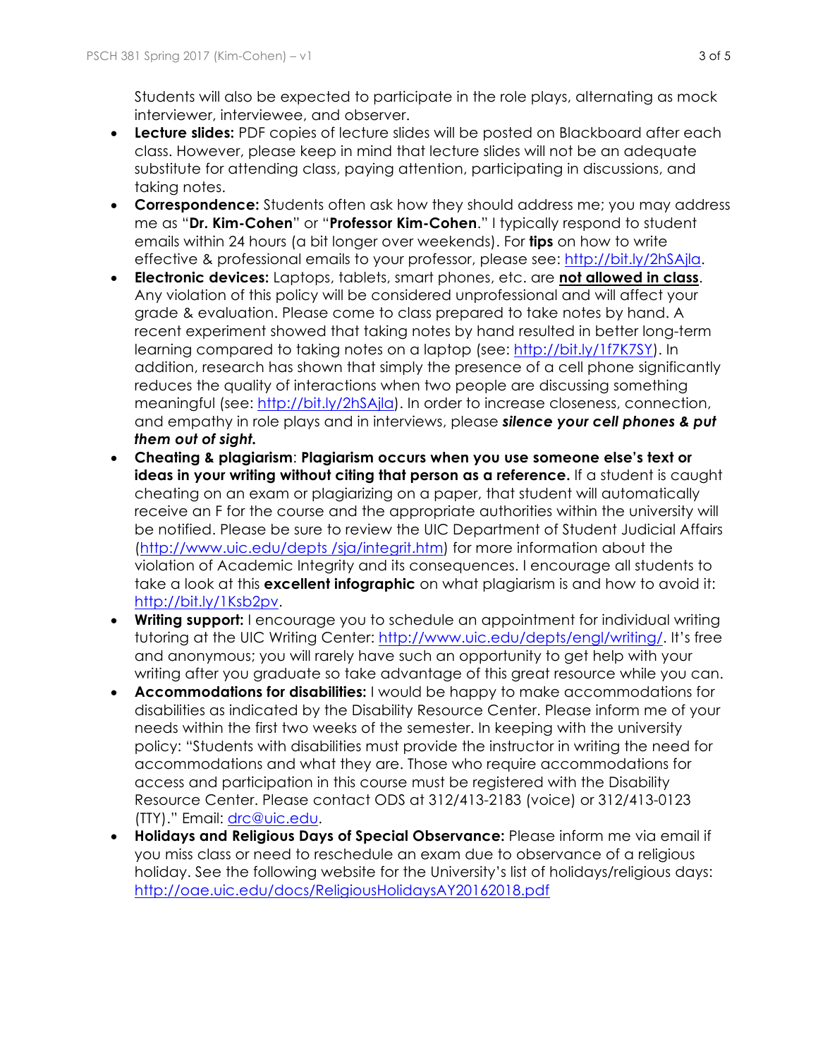Students will also be expected to participate in the role plays, alternating as mock interviewer, interviewee, and observer.

- **Lecture slides:** PDF copies of lecture slides will be posted on Blackboard after each class. However, please keep in mind that lecture slides will not be an adequate substitute for attending class, paying attention, participating in discussions, and taking notes.
- **Correspondence:** Students often ask how they should address me; you may address me as "**Dr. Kim-Cohen**" or "**Professor Kim-Cohen**." I typically respond to student emails within 24 hours (a bit longer over weekends). For **tips** on how to write effective & professional emails to your professor, please see: http://bit.ly/2hSAjla.
- **Electronic devices:** Laptops, tablets, smart phones, etc. are **not allowed in class**. Any violation of this policy will be considered unprofessional and will affect your grade & evaluation. Please come to class prepared to take notes by hand. A recent experiment showed that taking notes by hand resulted in better long-term learning compared to taking notes on a laptop (see: http://bit.ly/1f7K7SY). In addition, research has shown that simply the presence of a cell phone significantly reduces the quality of interactions when two people are discussing something meaningful (see: http://bit.ly/2hSAjla). In order to increase closeness, connection, and empathy in role plays and in interviews, please ***silence your cell phones & put them out of sight.***
- **Cheating & plagiarism**: **Plagiarism occurs when you use someone else's text or ideas in your writing without citing that person as a reference.** If a student is caught cheating on an exam or plagiarizing on a paper, that student will automatically receive an F for the course and the appropriate authorities within the university will be notified. Please be sure to review the UIC Department of Student Judicial Affairs (http://www.uic.edu/depts /sja/integrit.htm) for more information about the violation of Academic Integrity and its consequences. I encourage all students to take a look at this **excellent infographic** on what plagiarism is and how to avoid it: http://bit.ly/1Ksb2pv.
- **Writing support:** I encourage you to schedule an appointment for individual writing tutoring at the UIC Writing Center: http://www.uic.edu/depts/engl/writing/. It's free and anonymous; you will rarely have such an opportunity to get help with your writing after you graduate so take advantage of this great resource while you can.
- **Accommodations for disabilities:** I would be happy to make accommodations for disabilities as indicated by the Disability Resource Center. Please inform me of your needs within the first two weeks of the semester. In keeping with the university policy: "Students with disabilities must provide the instructor in writing the need for accommodations and what they are. Those who require accommodations for access and participation in this course must be registered with the Disability Resource Center. Please contact ODS at 312/413-2183 (voice) or 312/413-0123 (TTY)." Email: drc@uic.edu.
- **Holidays and Religious Days of Special Observance:** Please inform me via email if you miss class or need to reschedule an exam due to observance of a religious holiday. See the following website for the University's list of holidays/religious days: http://oae.uic.edu/docs/ReligiousHolidaysAY20162018.pdf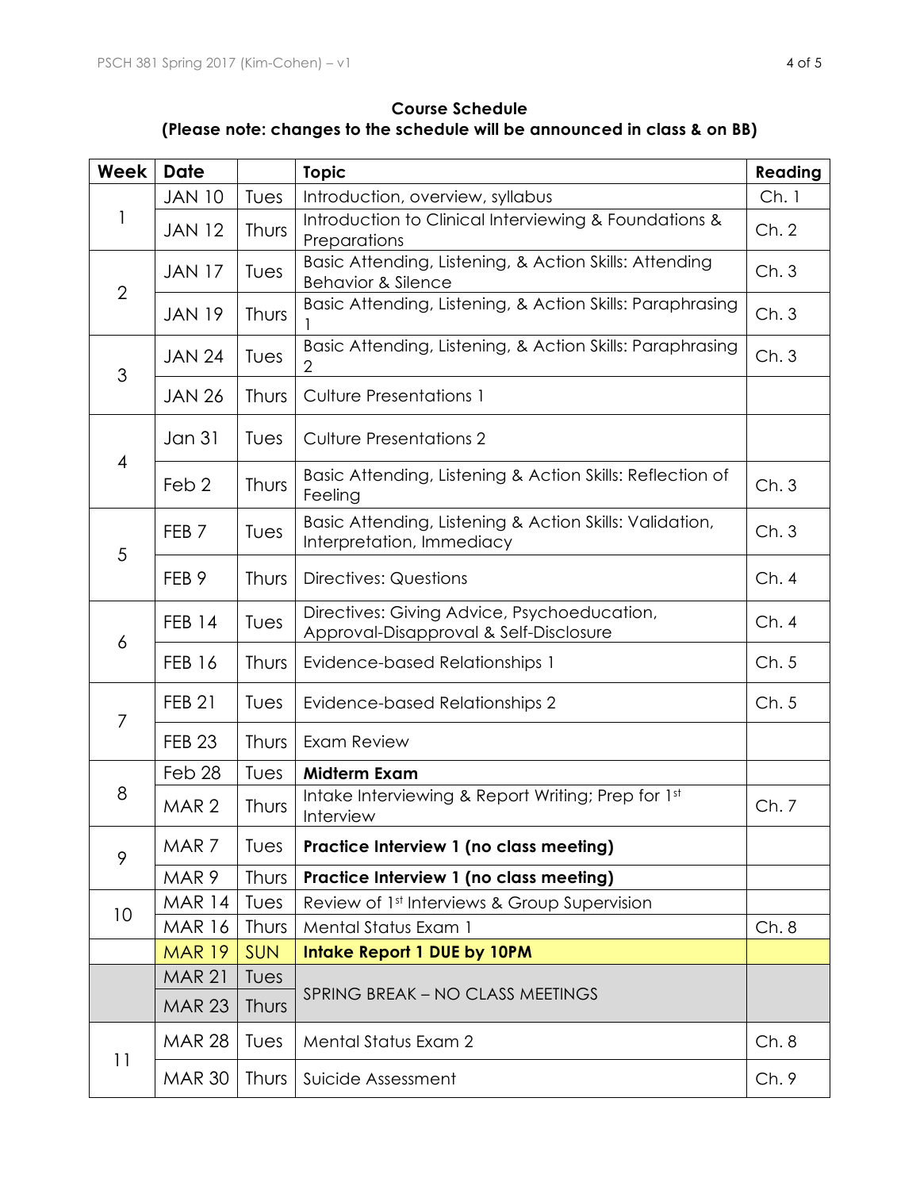**Course Schedule**
**(Please note: changes to the schedule will be announced in class & on BB)**

| Week | Date | | Topic | Reading |
|---|---|---|---|---|
| 1 | JAN 10 | Tues | Introduction, overview, syllabus | Ch. 1 |
| | JAN 12 | Thurs | Introduction to Clinical Interviewing & Foundations & Preparations | Ch. 2 |
| 2 | JAN 17 | Tues | Basic Attending, Listening, & Action Skills: Attending Behavior & Silence | Ch. 3 |
| | JAN 19 | Thurs | Basic Attending, Listening, & Action Skills: Paraphrasing 1 | Ch. 3 |
| 3 | JAN 24 | Tues | Basic Attending, Listening, & Action Skills: Paraphrasing 2 | Ch. 3 |
| | JAN 26 | Thurs | Culture Presentations 1 | |
| 4 | Jan 31 | Tues | Culture Presentations 2 | |
| | Feb 2 | Thurs | Basic Attending, Listening & Action Skills: Reflection of Feeling | Ch. 3 |
| 5 | FEB 7 | Tues | Basic Attending, Listening & Action Skills: Validation, Interpretation, Immediacy | Ch. 3 |
| | FEB 9 | Thurs | Directives: Questions | Ch. 4 |
| 6 | FEB 14 | Tues | Directives: Giving Advice, Psychoeducation, Approval-Disapproval & Self-Disclosure | Ch. 4 |
| | FEB 16 | Thurs | Evidence-based Relationships 1 | Ch. 5 |
| 7 | FEB 21 | Tues | Evidence-based Relationships 2 | Ch. 5 |
| | FEB 23 | Thurs | Exam Review | |
| 8 | Feb 28 | Tues | **Midterm Exam** | |
| | MAR 2 | Thurs | Intake Interviewing & Report Writing; Prep for 1st Interview | Ch. 7 |
| 9 | MAR 7 | Tues | **Practice Interview 1 (no class meeting)** | |
| | MAR 9 | Thurs | **Practice Interview 1 (no class meeting)** | |
| 10 | MAR 14 | Tues | Review of 1st Interviews & Group Supervision | |
| | MAR 16 | Thurs | Mental Status Exam 1 | Ch. 8 |
| | MAR 19 | SUN | **Intake Report 1 DUE by 10PM** | |
| | MAR 21 | Tues | SPRING BREAK – NO CLASS MEETINGS | |
| | MAR 23 | Thurs | | |
| 11 | MAR 28 | Tues | Mental Status Exam 2 | Ch. 8 |
| | MAR 30 | Thurs | Suicide Assessment | Ch. 9 |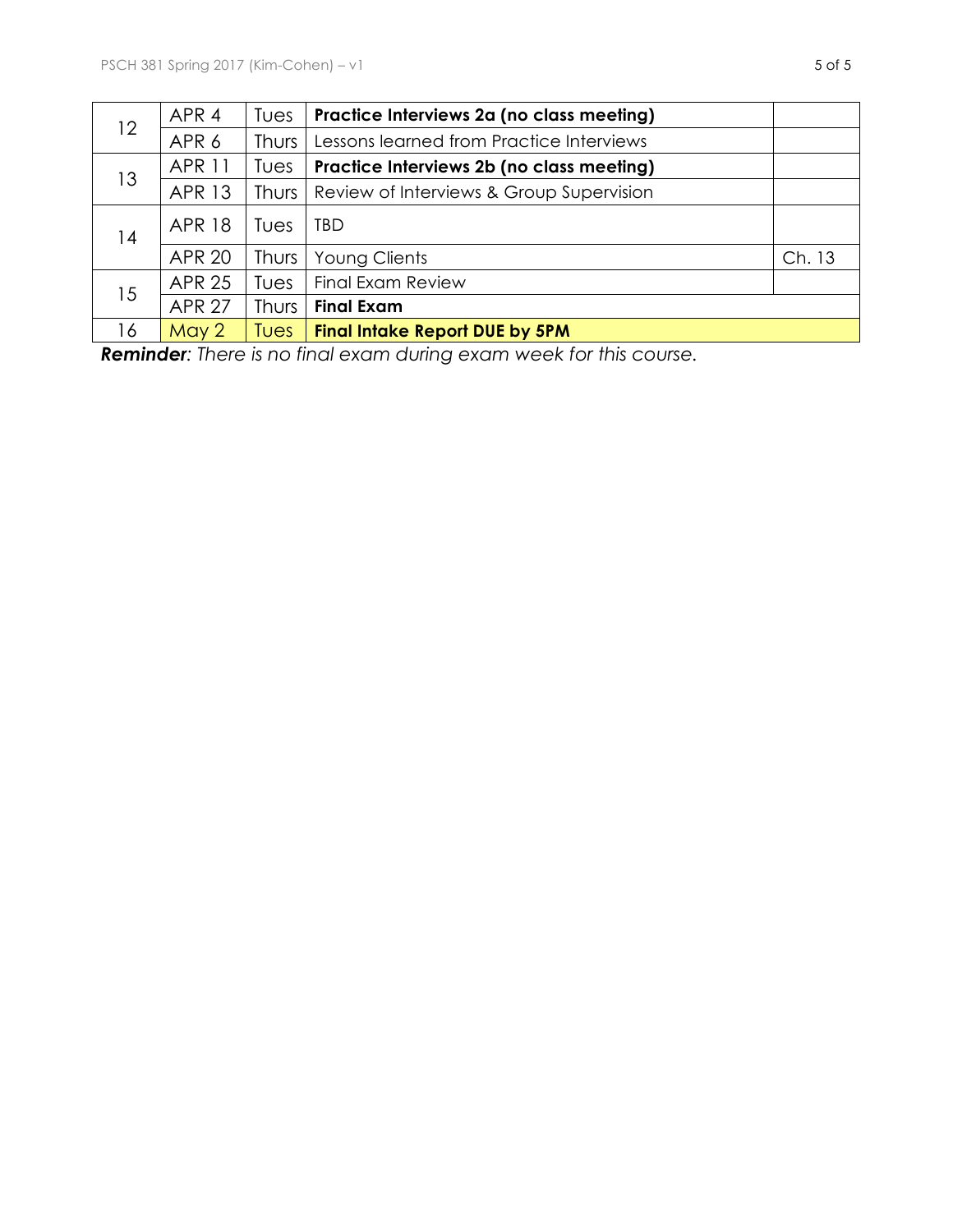| | | | | |
|---|---|---|---|---|
| 12 | APR 4 | Tues | **Practice Interviews 2a (no class meeting)** | |
| | APR 6 | Thurs | Lessons learned from Practice Interviews | |
| 13 | APR 11 | Tues | **Practice Interviews 2b (no class meeting)** | |
| | APR 13 | Thurs | Review of Interviews & Group Supervision | |
| 14 | APR 18 | Tues | TBD | |
| | APR 20 | Thurs | Young Clients | Ch. 13 |
| 15 | APR 25 | Tues | Final Exam Review | |
| | APR 27 | Thurs | **Final Exam** | |
| 16 | May 2 | Tues | **Final Intake Report DUE by 5PM** | |

***Reminder**: There is no final exam during exam week for this course.*